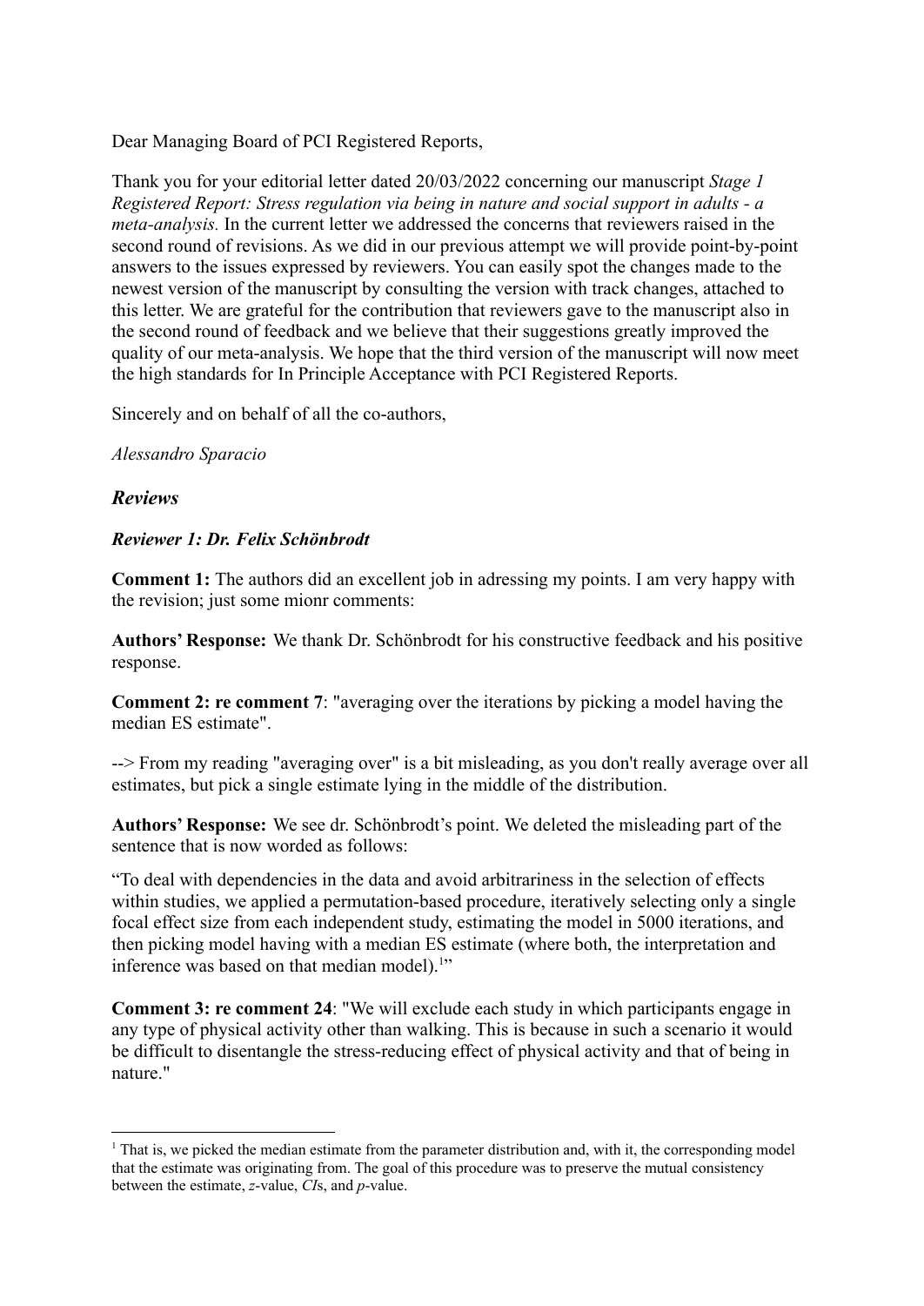Dear Managing Board of PCI Registered Reports,

Thank you for your editorial letter dated 20/03/2022 concerning our manuscript *Stage 1 Registered Report: Stress regulation via being in nature and social support in adults - a meta-analysis.* In the current letter we addressed the concerns that reviewers raised in the second round of revisions. As we did in our previous attempt we will provide point-by-point answers to the issues expressed by reviewers. You can easily spot the changes made to the newest version of the manuscript by consulting the version with track changes, attached to this letter. We are grateful for the contribution that reviewers gave to the manuscript also in the second round of feedback and we believe that their suggestions greatly improved the quality of our meta-analysis. We hope that the third version of the manuscript will now meet the high standards for In Principle Acceptance with PCI Registered Reports.

Sincerely and on behalf of all the co-authors,

*Alessandro Sparacio*

## *Reviews*

### *Reviewer 1: Dr. Felix Schönbrodt*

**Comment 1:** The authors did an excellent job in adressing my points. I am very happy with the revision; just some mionr comments:

**Authors' Response:** We thank Dr. Schönbrodt for his constructive feedback and his positive response.

**Comment 2: re comment 7**: "averaging over the iterations by picking a model having the median ES estimate".

--> From my reading "averaging over" is a bit misleading, as you don't really average over all estimates, but pick a single estimate lying in the middle of the distribution.

**Authors' Response:** We see dr. Schönbrodt's point. We deleted the misleading part of the sentence that is now worded as follows:

"To deal with dependencies in the data and avoid arbitrariness in the selection of effects within studies, we applied a permutation-based procedure, iteratively selecting only a single focal effect size from each independent study, estimating the model in 5000 iterations, and then picking model having with a median ES estimate (where both, the interpretation and inference was based on that median model).[1]"

**Comment 3: re comment 24**: "We will exclude each study in which participants engage in any type of physical activity other than walking. This is because in such a scenario it would be difficult to disentangle the stress-reducing effect of physical activity and that of being in nature."

[1] That is, we picked the median estimate from the parameter distribution and, with it, the corresponding model that the estimate was originating from. The goal of this procedure was to preserve the mutual consistency between the estimate, *z*-value, *CI*s, and *p*-value.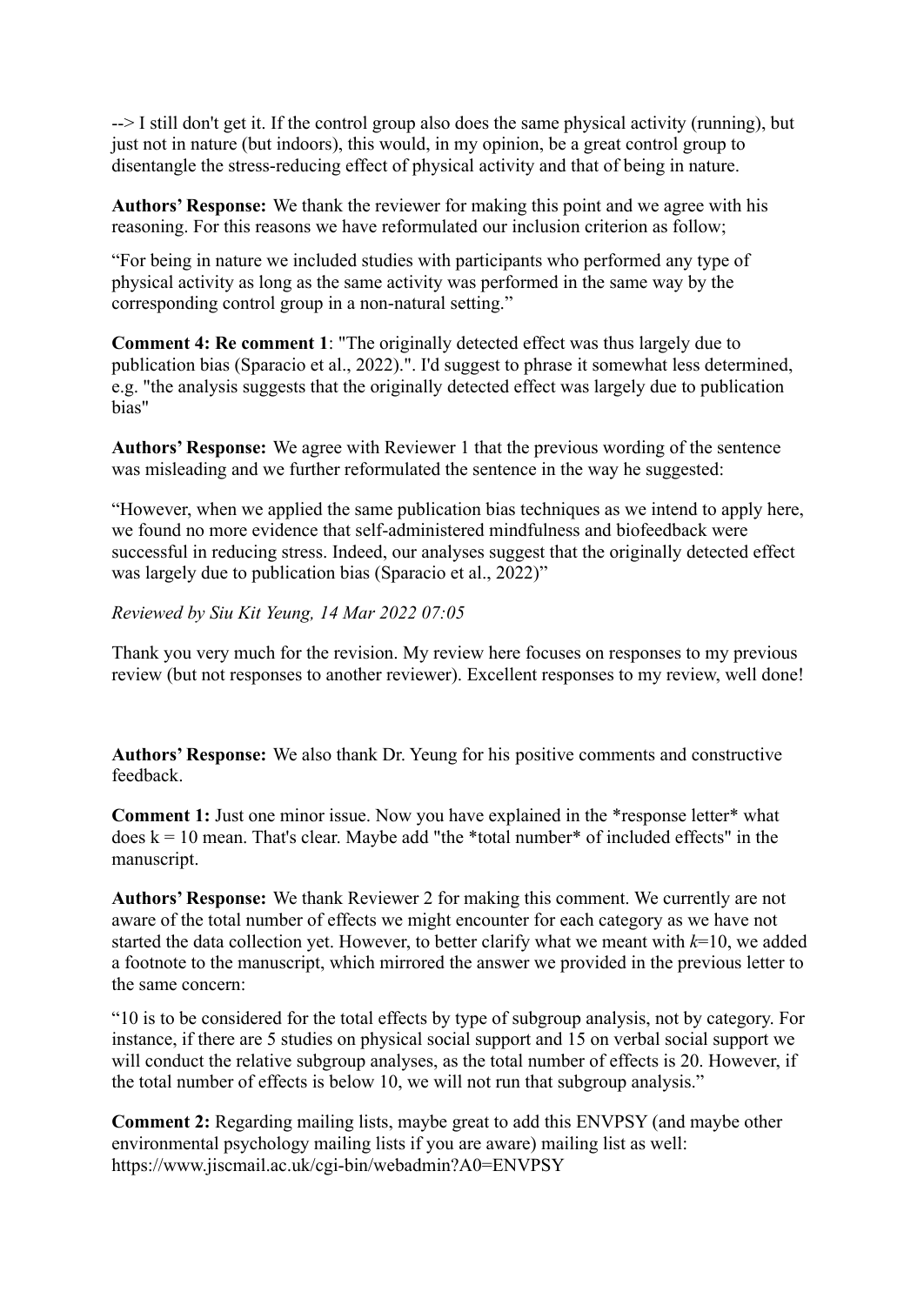--> I still don't get it. If the control group also does the same physical activity (running), but just not in nature (but indoors), this would, in my opinion, be a great control group to disentangle the stress-reducing effect of physical activity and that of being in nature.

**Authors' Response:** We thank the reviewer for making this point and we agree with his reasoning. For this reasons we have reformulated our inclusion criterion as follow;

"For being in nature we included studies with participants who performed any type of physical activity as long as the same activity was performed in the same way by the corresponding control group in a non-natural setting."

**Comment 4: Re comment 1**: "The originally detected effect was thus largely due to publication bias (Sparacio et al., 2022).". I'd suggest to phrase it somewhat less determined, e.g. "the analysis suggests that the originally detected effect was largely due to publication bias"

**Authors' Response:** We agree with Reviewer 1 that the previous wording of the sentence was misleading and we further reformulated the sentence in the way he suggested:

"However, when we applied the same publication bias techniques as we intend to apply here, we found no more evidence that self-administered mindfulness and biofeedback were successful in reducing stress. Indeed, our analyses suggest that the originally detected effect was largely due to publication bias (Sparacio et al., 2022)"

*Reviewed by Siu Kit Yeung, 14 Mar 2022 07:05*

Thank you very much for the revision. My review here focuses on responses to my previous review (but not responses to another reviewer). Excellent responses to my review, well done!

**Authors' Response:** We also thank Dr. Yeung for his positive comments and constructive feedback.

**Comment 1:** Just one minor issue. Now you have explained in the *response letter* what does k = 10 mean. That's clear. Maybe add "the *total number* of included effects" in the manuscript.

**Authors' Response:** We thank Reviewer 2 for making this comment. We currently are not aware of the total number of effects we might encounter for each category as we have not started the data collection yet. However, to better clarify what we meant with $k$=10, we added a footnote to the manuscript, which mirrored the answer we provided in the previous letter to the same concern:

"10 is to be considered for the total effects by type of subgroup analysis, not by category. For instance, if there are 5 studies on physical social support and 15 on verbal social support we will conduct the relative subgroup analyses, as the total number of effects is 20. However, if the total number of effects is below 10, we will not run that subgroup analysis."

**Comment 2:** Regarding mailing lists, maybe great to add this ENVPSY (and maybe other environmental psychology mailing lists if you are aware) mailing list as well: https://www.jiscmail.ac.uk/cgi-bin/webadmin?A0=ENVPSY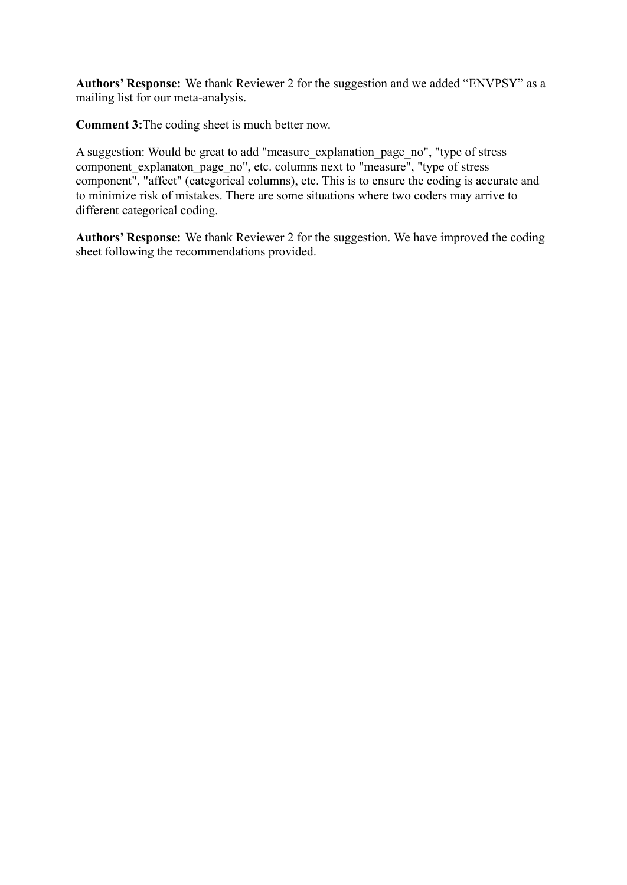**Authors' Response:** We thank Reviewer 2 for the suggestion and we added "ENVPSY" as a mailing list for our meta-analysis.

**Comment 3:** The coding sheet is much better now.

A suggestion: Would be great to add "measure_explanation_page_no", "type of stress component_explanaton_page_no", etc. columns next to "measure", "type of stress component", "affect" (categorical columns), etc. This is to ensure the coding is accurate and to minimize risk of mistakes. There are some situations where two coders may arrive to different categorical coding.

**Authors' Response:** We thank Reviewer 2 for the suggestion. We have improved the coding sheet following the recommendations provided.